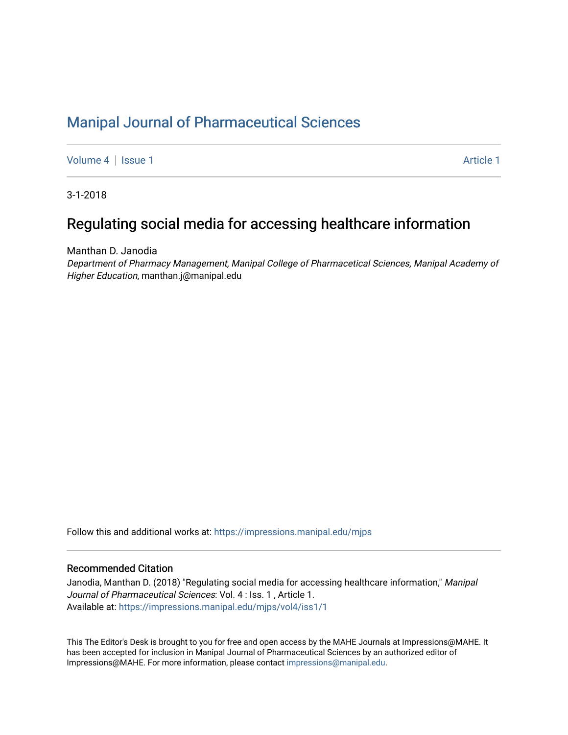# Manipal Journal of Pharmaceutical Sciences

Volume 4 | Issue 1 Article 1

3-1-2018

## Regulating social media for accessing healthcare information

Manthan D. Janodia
*Department of Pharmacy Management, Manipal College of Pharmacetical Sciences, Manipal Academy of Higher Education*, manthan.j@manipal.edu

Follow this and additional works at: https://impressions.manipal.edu/mjps

### Recommended Citation

Janodia, Manthan D. (2018) "Regulating social media for accessing healthcare information," *Manipal Journal of Pharmaceutical Sciences*: Vol. 4 : Iss. 1 , Article 1.
Available at: https://impressions.manipal.edu/mjps/vol4/iss1/1

This The Editor's Desk is brought to you for free and open access by the MAHE Journals at Impressions@MAHE. It has been accepted for inclusion in Manipal Journal of Pharmaceutical Sciences by an authorized editor of Impressions@MAHE. For more information, please contact impressions@manipal.edu.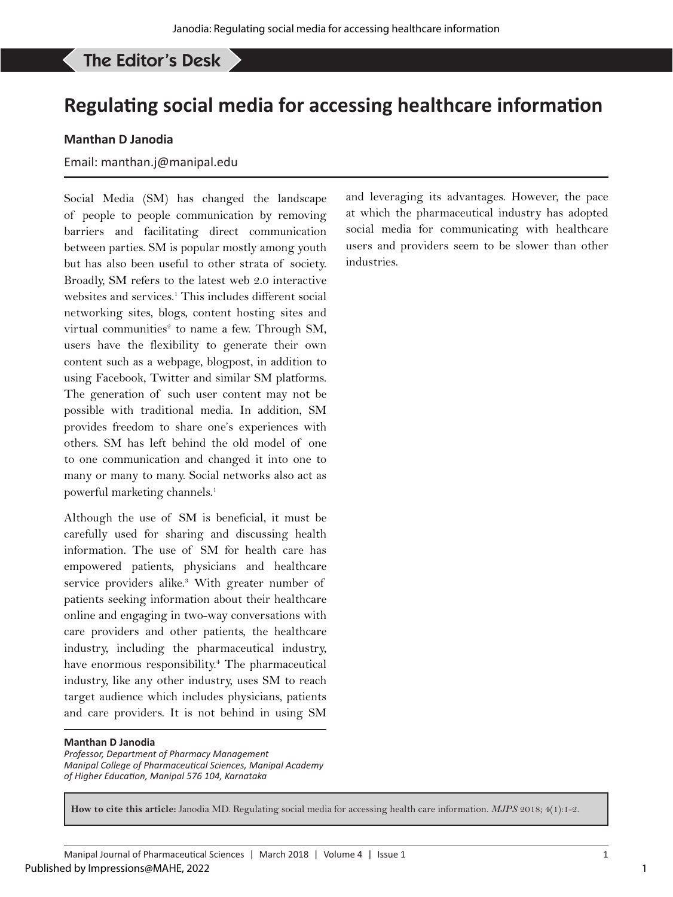## The Editor's Desk

# Regulating social media for accessing healthcare information

**Manthan D Janodia**

Email: manthan.j@manipal.edu

Social Media (SM) has changed the landscape of people to people communication by removing barriers and facilitating direct communication between parties. SM is popular mostly among youth but has also been useful to other strata of society. Broadly, SM refers to the latest web 2.0 interactive websites and services.[1] This includes different social networking sites, blogs, content hosting sites and virtual communities[2] to name a few. Through SM, users have the flexibility to generate their own content such as a webpage, blogpost, in addition to using Facebook, Twitter and similar SM platforms. The generation of such user content may not be possible with traditional media. In addition, SM provides freedom to share one's experiences with others. SM has left behind the old model of one to one communication and changed it into one to many or many to many. Social networks also act as powerful marketing channels.[1]

Although the use of SM is beneficial, it must be carefully used for sharing and discussing health information. The use of SM for health care has empowered patients, physicians and healthcare service providers alike.[3] With greater number of patients seeking information about their healthcare online and engaging in two-way conversations with care providers and other patients, the healthcare industry, including the pharmaceutical industry, have enormous responsibility.[4] The pharmaceutical industry, like any other industry, uses SM to reach target audience which includes physicians, patients and care providers. It is not behind in using SM and leveraging its advantages. However, the pace at which the pharmaceutical industry has adopted social media for communicating with healthcare users and providers seem to be slower than other industries.

**Manthan D Janodia**
*Professor, Department of Pharmacy Management*
*Manipal College of Pharmaceutical Sciences, Manipal Academy of Higher Education, Manipal 576 104, Karnataka*

**How to cite this article:** Janodia MD. Regulating social media for accessing health care information. *MJPS* 2018; 4(1):1-2.